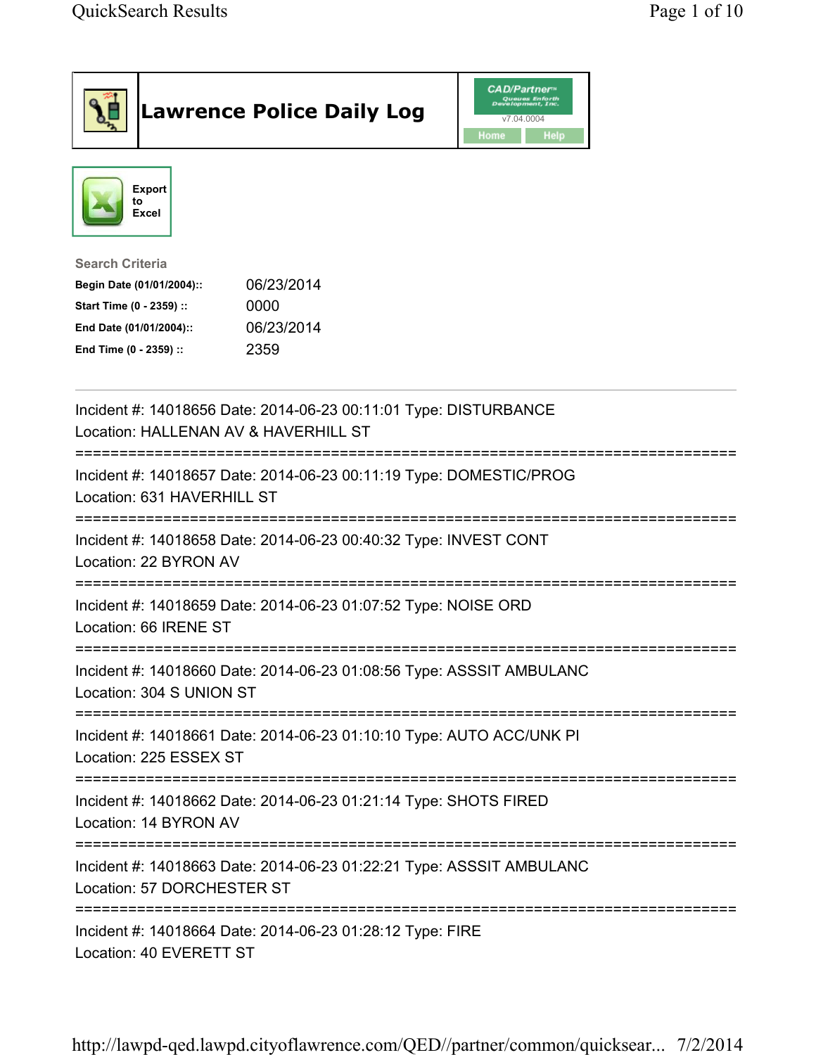# Lawrence Police Daily Log

CAD/Partner™ Queues Enforth Development, Inc.
v7.04.0004

Home Help

Export to Excel

**Search Criteria**

| | |
|---|---|
| **Begin Date (01/01/2004)::** | 06/23/2014 |
| **Start Time (0 - 2359) ::** | 0000 |
| **End Date (01/01/2004)::** | 06/23/2014 |
| **End Time (0 - 2359) ::** | 2359 |

---

Incident #: 14018656 Date: 2014-06-23 00:11:01 Type: DISTURBANCE
Location: HALLENAN AV & HAVERHILL ST

===========================================================================

Incident #: 14018657 Date: 2014-06-23 00:11:19 Type: DOMESTIC/PROG
Location: 631 HAVERHILL ST

===========================================================================

Incident #: 14018658 Date: 2014-06-23 00:40:32 Type: INVEST CONT
Location: 22 BYRON AV

===========================================================================

Incident #: 14018659 Date: 2014-06-23 01:07:52 Type: NOISE ORD
Location: 66 IRENE ST

===========================================================================

Incident #: 14018660 Date: 2014-06-23 01:08:56 Type: ASSSIT AMBULANC
Location: 304 S UNION ST

===========================================================================

Incident #: 14018661 Date: 2014-06-23 01:10:10 Type: AUTO ACC/UNK PI
Location: 225 ESSEX ST

===========================================================================

Incident #: 14018662 Date: 2014-06-23 01:21:14 Type: SHOTS FIRED
Location: 14 BYRON AV

===========================================================================

Incident #: 14018663 Date: 2014-06-23 01:22:21 Type: ASSSIT AMBULANC
Location: 57 DORCHESTER ST

===========================================================================

Incident #: 14018664 Date: 2014-06-23 01:28:12 Type: FIRE
Location: 40 EVERETT ST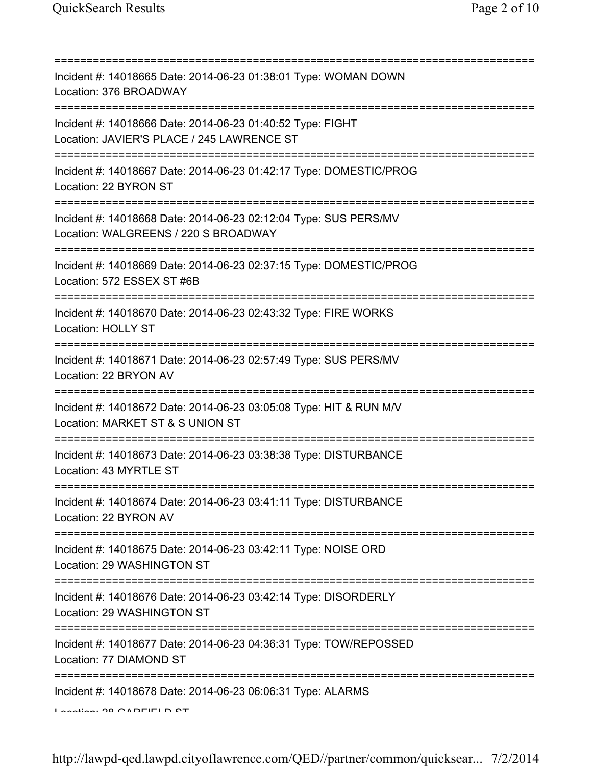===========================================================================
Incident #: 14018665 Date: 2014-06-23 01:38:01 Type: WOMAN DOWN
Location: 376 BROADWAY
===========================================================================
Incident #: 14018666 Date: 2014-06-23 01:40:52 Type: FIGHT
Location: JAVIER'S PLACE / 245 LAWRENCE ST
===========================================================================
Incident #: 14018667 Date: 2014-06-23 01:42:17 Type: DOMESTIC/PROG
Location: 22 BYRON ST
===========================================================================
Incident #: 14018668 Date: 2014-06-23 02:12:04 Type: SUS PERS/MV
Location: WALGREENS / 220 S BROADWAY
===========================================================================
Incident #: 14018669 Date: 2014-06-23 02:37:15 Type: DOMESTIC/PROG
Location: 572 ESSEX ST #6B
===========================================================================
Incident #: 14018670 Date: 2014-06-23 02:43:32 Type: FIRE WORKS
Location: HOLLY ST
===========================================================================
Incident #: 14018671 Date: 2014-06-23 02:57:49 Type: SUS PERS/MV
Location: 22 BRYON AV
===========================================================================
Incident #: 14018672 Date: 2014-06-23 03:05:08 Type: HIT & RUN M/V
Location: MARKET ST & S UNION ST
===========================================================================
Incident #: 14018673 Date: 2014-06-23 03:38:38 Type: DISTURBANCE
Location: 43 MYRTLE ST
===========================================================================
Incident #: 14018674 Date: 2014-06-23 03:41:11 Type: DISTURBANCE
Location: 22 BYRON AV
===========================================================================
Incident #: 14018675 Date: 2014-06-23 03:42:11 Type: NOISE ORD
Location: 29 WASHINGTON ST
===========================================================================
Incident #: 14018676 Date: 2014-06-23 03:42:14 Type: DISORDERLY
Location: 29 WASHINGTON ST
===========================================================================
Incident #: 14018677 Date: 2014-06-23 04:36:31 Type: TOW/REPOSSED
Location: 77 DIAMOND ST
===========================================================================
Incident #: 14018678 Date: 2014-06-23 06:06:31 Type: ALARMS
Location: 28 GARFIELD ST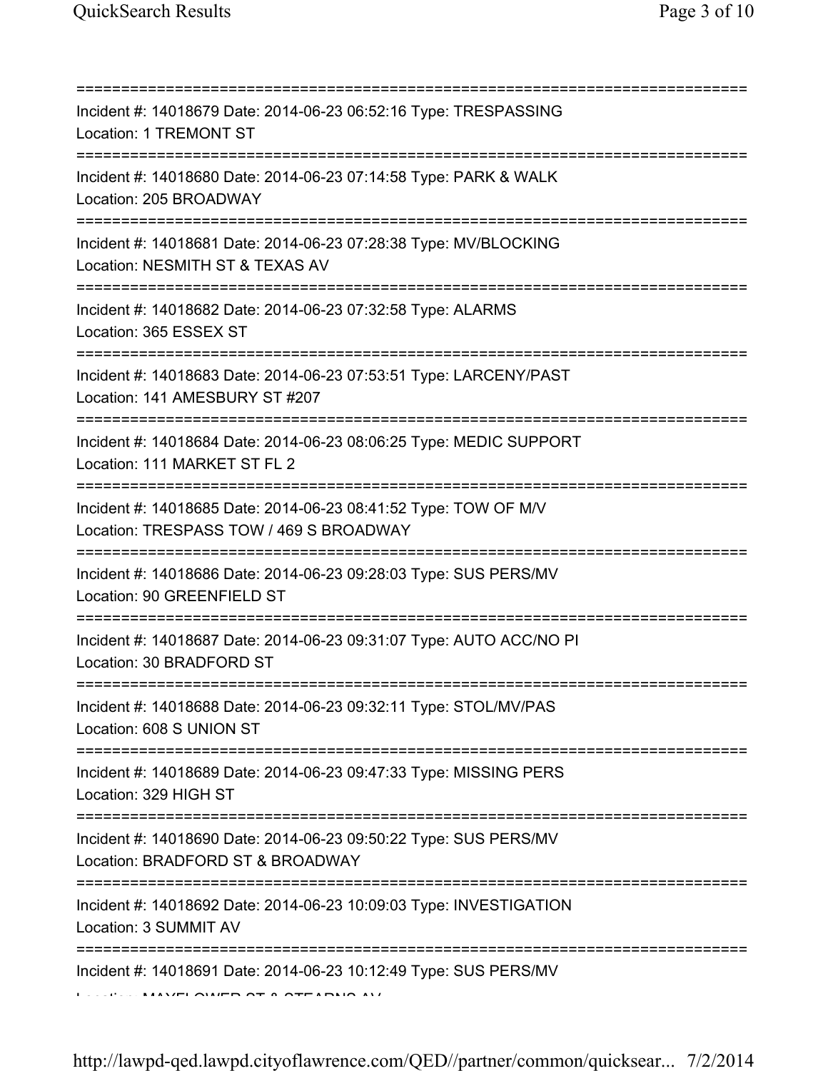===========================================================================

Incident #: 14018679 Date: 2014-06-23 06:52:16 Type: TRESPASSING
Location: 1 TREMONT ST

===========================================================================

Incident #: 14018680 Date: 2014-06-23 07:14:58 Type: PARK & WALK
Location: 205 BROADWAY

===========================================================================

Incident #: 14018681 Date: 2014-06-23 07:28:38 Type: MV/BLOCKING
Location: NESMITH ST & TEXAS AV

===========================================================================

Incident #: 14018682 Date: 2014-06-23 07:32:58 Type: ALARMS
Location: 365 ESSEX ST

===========================================================================

Incident #: 14018683 Date: 2014-06-23 07:53:51 Type: LARCENY/PAST
Location: 141 AMESBURY ST #207

===========================================================================

Incident #: 14018684 Date: 2014-06-23 08:06:25 Type: MEDIC SUPPORT
Location: 111 MARKET ST FL 2

===========================================================================

Incident #: 14018685 Date: 2014-06-23 08:41:52 Type: TOW OF M/V
Location: TRESPASS TOW / 469 S BROADWAY

===========================================================================

Incident #: 14018686 Date: 2014-06-23 09:28:03 Type: SUS PERS/MV
Location: 90 GREENFIELD ST

===========================================================================

Incident #: 14018687 Date: 2014-06-23 09:31:07 Type: AUTO ACC/NO PI
Location: 30 BRADFORD ST

===========================================================================

Incident #: 14018688 Date: 2014-06-23 09:32:11 Type: STOL/MV/PAS
Location: 608 S UNION ST

===========================================================================

Incident #: 14018689 Date: 2014-06-23 09:47:33 Type: MISSING PERS
Location: 329 HIGH ST

===========================================================================

Incident #: 14018690 Date: 2014-06-23 09:50:22 Type: SUS PERS/MV
Location: BRADFORD ST & BROADWAY

===========================================================================

Incident #: 14018692 Date: 2014-06-23 10:09:03 Type: INVESTIGATION
Location: 3 SUMMIT AV

===========================================================================

Incident #: 14018691 Date: 2014-06-23 10:12:49 Type: SUS PERS/MV
Location: MAYFLOWER ST & STEARNS AV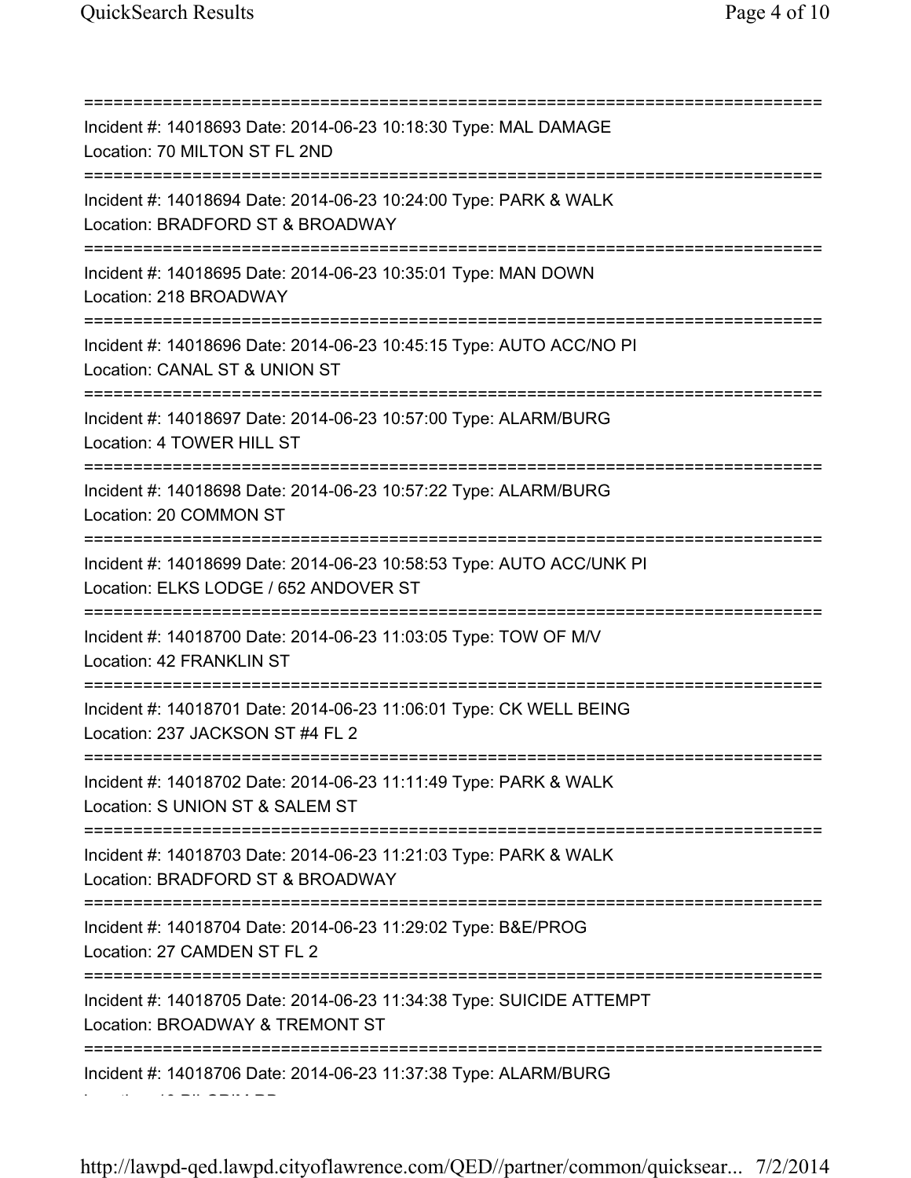===========================================================================
Incident #: 14018693 Date: 2014-06-23 10:18:30 Type: MAL DAMAGE
Location: 70 MILTON ST FL 2ND
===========================================================================
Incident #: 14018694 Date: 2014-06-23 10:24:00 Type: PARK & WALK
Location: BRADFORD ST & BROADWAY
===========================================================================
Incident #: 14018695 Date: 2014-06-23 10:35:01 Type: MAN DOWN
Location: 218 BROADWAY
===========================================================================
Incident #: 14018696 Date: 2014-06-23 10:45:15 Type: AUTO ACC/NO PI
Location: CANAL ST & UNION ST
===========================================================================
Incident #: 14018697 Date: 2014-06-23 10:57:00 Type: ALARM/BURG
Location: 4 TOWER HILL ST
===========================================================================
Incident #: 14018698 Date: 2014-06-23 10:57:22 Type: ALARM/BURG
Location: 20 COMMON ST
===========================================================================
Incident #: 14018699 Date: 2014-06-23 10:58:53 Type: AUTO ACC/UNK PI
Location: ELKS LODGE / 652 ANDOVER ST
===========================================================================
Incident #: 14018700 Date: 2014-06-23 11:03:05 Type: TOW OF M/V
Location: 42 FRANKLIN ST
===========================================================================
Incident #: 14018701 Date: 2014-06-23 11:06:01 Type: CK WELL BEING
Location: 237 JACKSON ST #4 FL 2
===========================================================================
Incident #: 14018702 Date: 2014-06-23 11:11:49 Type: PARK & WALK
Location: S UNION ST & SALEM ST
===========================================================================
Incident #: 14018703 Date: 2014-06-23 11:21:03 Type: PARK & WALK
Location: BRADFORD ST & BROADWAY
===========================================================================
Incident #: 14018704 Date: 2014-06-23 11:29:02 Type: B&E/PROG
Location: 27 CAMDEN ST FL 2
===========================================================================
Incident #: 14018705 Date: 2014-06-23 11:34:38 Type: SUICIDE ATTEMPT
Location: BROADWAY & TREMONT ST
===========================================================================
Incident #: 14018706 Date: 2014-06-23 11:37:38 Type: ALARM/BURG
Location: 10 PILGRIM RD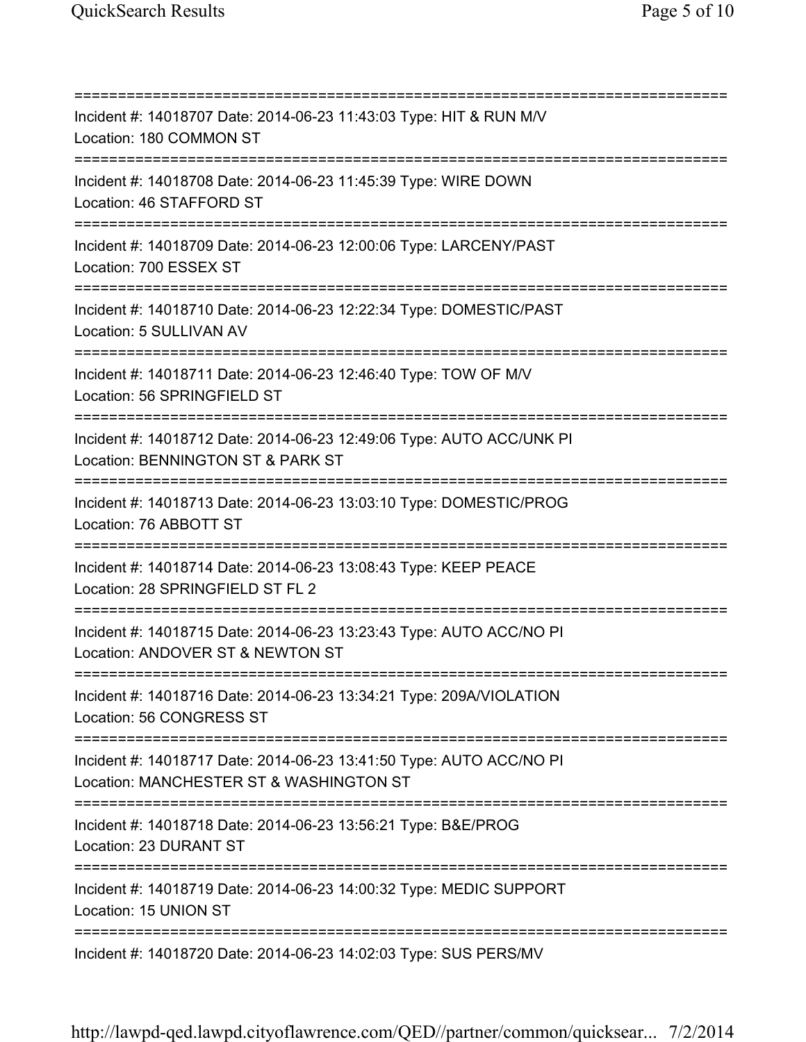===========================================================================
Incident #: 14018707 Date: 2014-06-23 11:43:03 Type: HIT & RUN M/V
Location: 180 COMMON ST
===========================================================================
Incident #: 14018708 Date: 2014-06-23 11:45:39 Type: WIRE DOWN
Location: 46 STAFFORD ST
===========================================================================
Incident #: 14018709 Date: 2014-06-23 12:00:06 Type: LARCENY/PAST
Location: 700 ESSEX ST
===========================================================================
Incident #: 14018710 Date: 2014-06-23 12:22:34 Type: DOMESTIC/PAST
Location: 5 SULLIVAN AV
===========================================================================
Incident #: 14018711 Date: 2014-06-23 12:46:40 Type: TOW OF M/V
Location: 56 SPRINGFIELD ST
===========================================================================
Incident #: 14018712 Date: 2014-06-23 12:49:06 Type: AUTO ACC/UNK PI
Location: BENNINGTON ST & PARK ST
===========================================================================
Incident #: 14018713 Date: 2014-06-23 13:03:10 Type: DOMESTIC/PROG
Location: 76 ABBOTT ST
===========================================================================
Incident #: 14018714 Date: 2014-06-23 13:08:43 Type: KEEP PEACE
Location: 28 SPRINGFIELD ST FL 2
===========================================================================
Incident #: 14018715 Date: 2014-06-23 13:23:43 Type: AUTO ACC/NO PI
Location: ANDOVER ST & NEWTON ST
===========================================================================
Incident #: 14018716 Date: 2014-06-23 13:34:21 Type: 209A/VIOLATION
Location: 56 CONGRESS ST
===========================================================================
Incident #: 14018717 Date: 2014-06-23 13:41:50 Type: AUTO ACC/NO PI
Location: MANCHESTER ST & WASHINGTON ST
===========================================================================
Incident #: 14018718 Date: 2014-06-23 13:56:21 Type: B&E/PROG
Location: 23 DURANT ST
===========================================================================
Incident #: 14018719 Date: 2014-06-23 14:00:32 Type: MEDIC SUPPORT
Location: 15 UNION ST
===========================================================================
Incident #: 14018720 Date: 2014-06-23 14:02:03 Type: SUS PERS/MV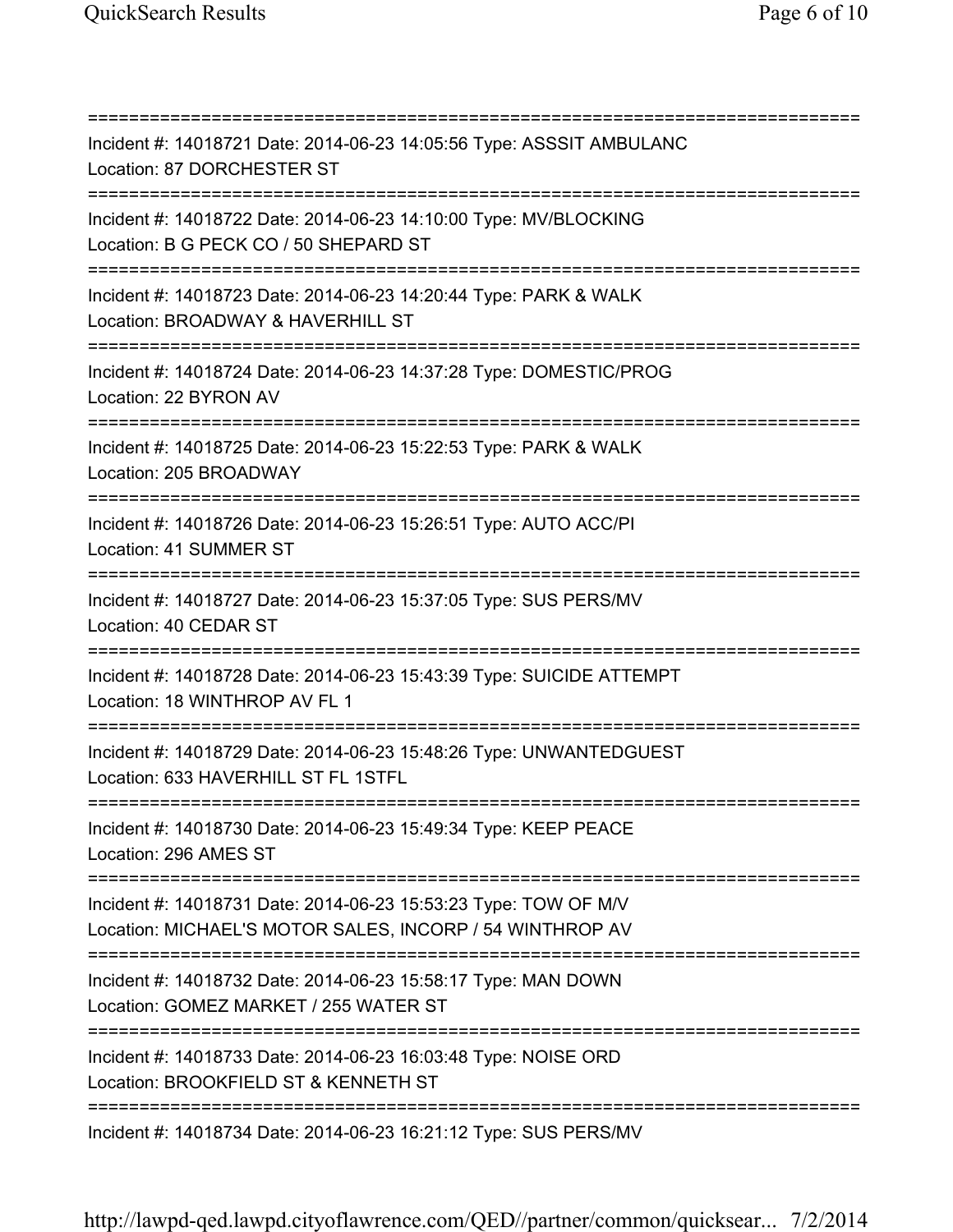===========================================================================
Incident #: 14018721 Date: 2014-06-23 14:05:56 Type: ASSSIT AMBULANC
Location: 87 DORCHESTER ST
===========================================================================
Incident #: 14018722 Date: 2014-06-23 14:10:00 Type: MV/BLOCKING
Location: B G PECK CO / 50 SHEPARD ST
===========================================================================
Incident #: 14018723 Date: 2014-06-23 14:20:44 Type: PARK & WALK
Location: BROADWAY & HAVERHILL ST
===========================================================================
Incident #: 14018724 Date: 2014-06-23 14:37:28 Type: DOMESTIC/PROG
Location: 22 BYRON AV
===========================================================================
Incident #: 14018725 Date: 2014-06-23 15:22:53 Type: PARK & WALK
Location: 205 BROADWAY
===========================================================================
Incident #: 14018726 Date: 2014-06-23 15:26:51 Type: AUTO ACC/PI
Location: 41 SUMMER ST
===========================================================================
Incident #: 14018727 Date: 2014-06-23 15:37:05 Type: SUS PERS/MV
Location: 40 CEDAR ST
===========================================================================
Incident #: 14018728 Date: 2014-06-23 15:43:39 Type: SUICIDE ATTEMPT
Location: 18 WINTHROP AV FL 1
===========================================================================
Incident #: 14018729 Date: 2014-06-23 15:48:26 Type: UNWANTEDGUEST
Location: 633 HAVERHILL ST FL 1STFL
===========================================================================
Incident #: 14018730 Date: 2014-06-23 15:49:34 Type: KEEP PEACE
Location: 296 AMES ST
===========================================================================
Incident #: 14018731 Date: 2014-06-23 15:53:23 Type: TOW OF M/V
Location: MICHAEL'S MOTOR SALES, INCORP / 54 WINTHROP AV
===========================================================================
Incident #: 14018732 Date: 2014-06-23 15:58:17 Type: MAN DOWN
Location: GOMEZ MARKET / 255 WATER ST
===========================================================================
Incident #: 14018733 Date: 2014-06-23 16:03:48 Type: NOISE ORD
Location: BROOKFIELD ST & KENNETH ST
===========================================================================
Incident #: 14018734 Date: 2014-06-23 16:21:12 Type: SUS PERS/MV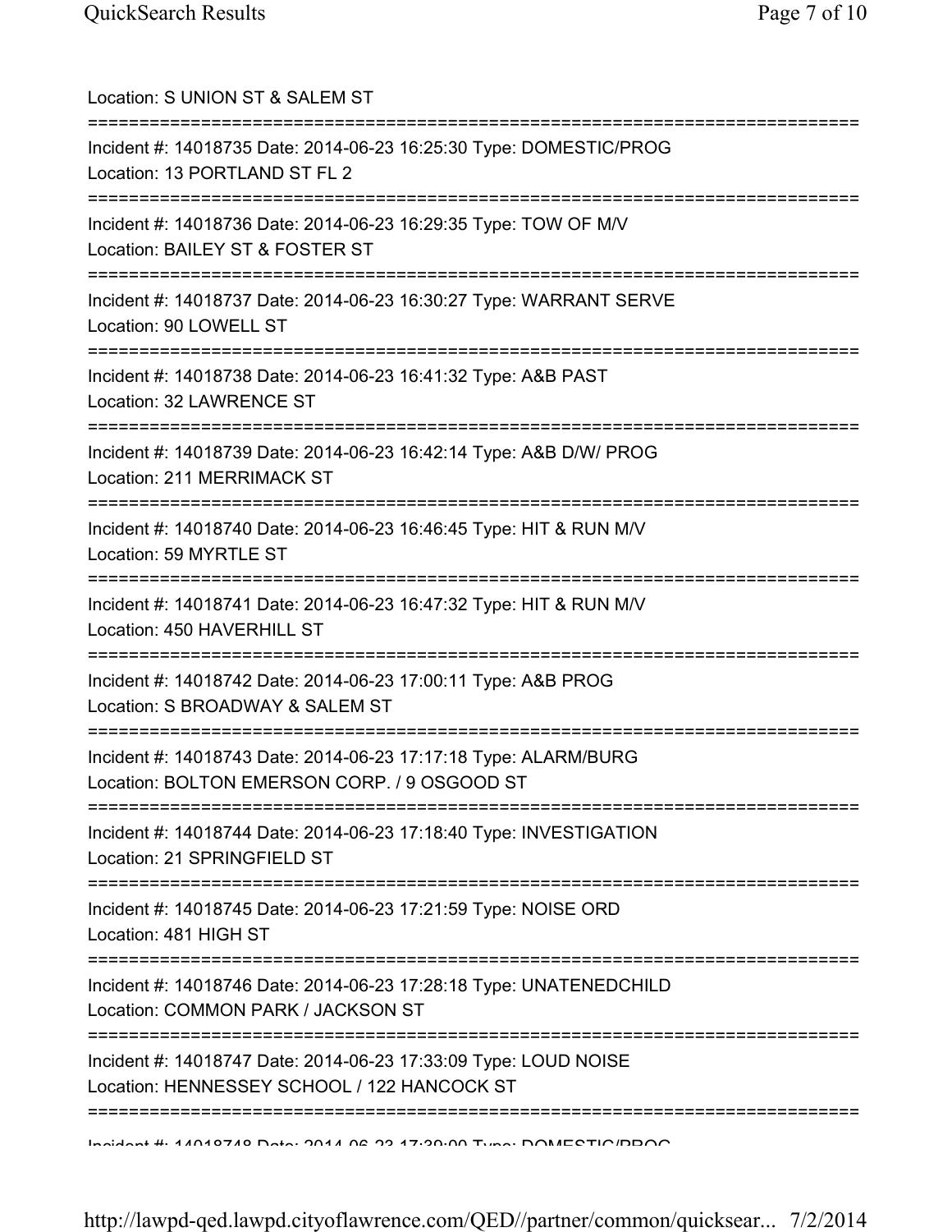Location: S UNION ST & SALEM ST

===========================================================================

Incident #: 14018735 Date: 2014-06-23 16:25:30 Type: DOMESTIC/PROG
Location: 13 PORTLAND ST FL 2

===========================================================================

Incident #: 14018736 Date: 2014-06-23 16:29:35 Type: TOW OF M/V
Location: BAILEY ST & FOSTER ST

===========================================================================

Incident #: 14018737 Date: 2014-06-23 16:30:27 Type: WARRANT SERVE
Location: 90 LOWELL ST

===========================================================================

Incident #: 14018738 Date: 2014-06-23 16:41:32 Type: A&B PAST
Location: 32 LAWRENCE ST

===========================================================================

Incident #: 14018739 Date: 2014-06-23 16:42:14 Type: A&B D/W/ PROG
Location: 211 MERRIMACK ST

===========================================================================

Incident #: 14018740 Date: 2014-06-23 16:46:45 Type: HIT & RUN M/V
Location: 59 MYRTLE ST

===========================================================================

Incident #: 14018741 Date: 2014-06-23 16:47:32 Type: HIT & RUN M/V
Location: 450 HAVERHILL ST

===========================================================================

Incident #: 14018742 Date: 2014-06-23 17:00:11 Type: A&B PROG
Location: S BROADWAY & SALEM ST

===========================================================================

Incident #: 14018743 Date: 2014-06-23 17:17:18 Type: ALARM/BURG
Location: BOLTON EMERSON CORP. / 9 OSGOOD ST

===========================================================================

Incident #: 14018744 Date: 2014-06-23 17:18:40 Type: INVESTIGATION
Location: 21 SPRINGFIELD ST

===========================================================================

Incident #: 14018745 Date: 2014-06-23 17:21:59 Type: NOISE ORD
Location: 481 HIGH ST

===========================================================================

Incident #: 14018746 Date: 2014-06-23 17:28:18 Type: UNATENEDCHILD
Location: COMMON PARK / JACKSON ST

===========================================================================

Incident #: 14018747 Date: 2014-06-23 17:33:09 Type: LOUD NOISE
Location: HENNESSEY SCHOOL / 122 HANCOCK ST

===========================================================================

Incident #: 14018748 Date: 2014-06-23 17:39:00 Type: DOMESTIC/PROG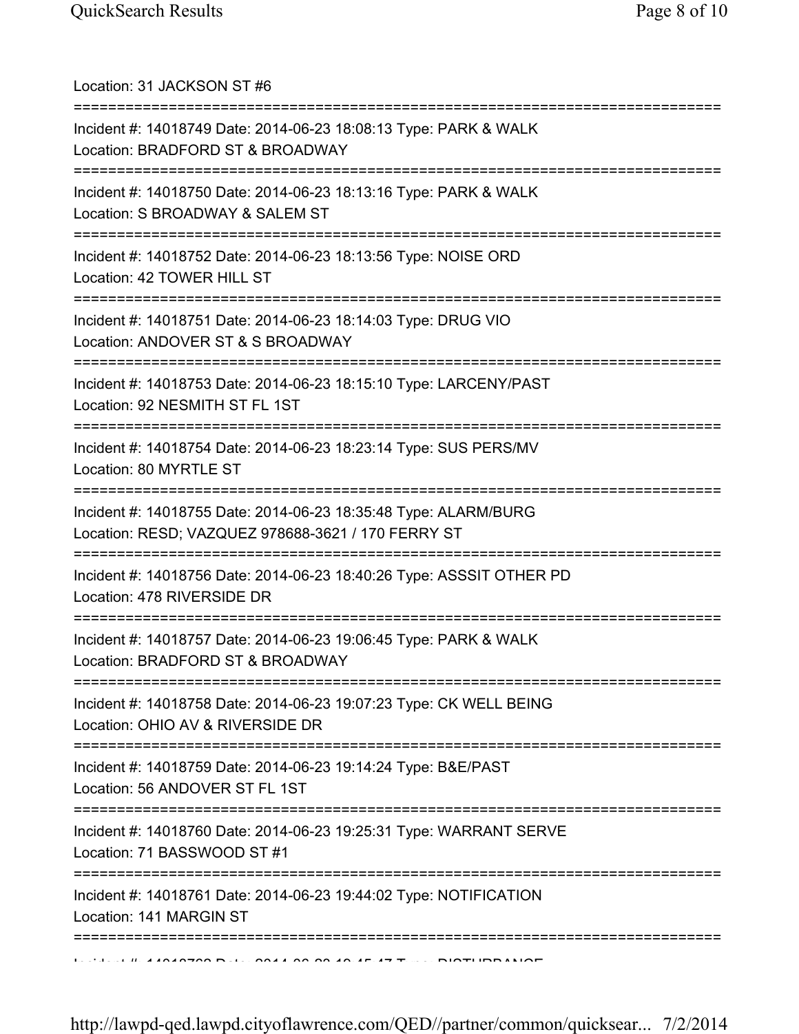Location: 31 JACKSON ST #6

===========================================================================

Incident #: 14018749 Date: 2014-06-23 18:08:13 Type: PARK & WALK
Location: BRADFORD ST & BROADWAY

===========================================================================

Incident #: 14018750 Date: 2014-06-23 18:13:16 Type: PARK & WALK
Location: S BROADWAY & SALEM ST

===========================================================================

Incident #: 14018752 Date: 2014-06-23 18:13:56 Type: NOISE ORD
Location: 42 TOWER HILL ST

===========================================================================

Incident #: 14018751 Date: 2014-06-23 18:14:03 Type: DRUG VIO
Location: ANDOVER ST & S BROADWAY

===========================================================================

Incident #: 14018753 Date: 2014-06-23 18:15:10 Type: LARCENY/PAST
Location: 92 NESMITH ST FL 1ST

===========================================================================

Incident #: 14018754 Date: 2014-06-23 18:23:14 Type: SUS PERS/MV
Location: 80 MYRTLE ST

===========================================================================

Incident #: 14018755 Date: 2014-06-23 18:35:48 Type: ALARM/BURG
Location: RESD; VAZQUEZ 978688-3621 / 170 FERRY ST

===========================================================================

Incident #: 14018756 Date: 2014-06-23 18:40:26 Type: ASSSIT OTHER PD
Location: 478 RIVERSIDE DR

===========================================================================

Incident #: 14018757 Date: 2014-06-23 19:06:45 Type: PARK & WALK
Location: BRADFORD ST & BROADWAY

===========================================================================

Incident #: 14018758 Date: 2014-06-23 19:07:23 Type: CK WELL BEING
Location: OHIO AV & RIVERSIDE DR

===========================================================================

Incident #: 14018759 Date: 2014-06-23 19:14:24 Type: B&E/PAST
Location: 56 ANDOVER ST FL 1ST

===========================================================================

Incident #: 14018760 Date: 2014-06-23 19:25:31 Type: WARRANT SERVE
Location: 71 BASSWOOD ST #1

===========================================================================

Incident #: 14018761 Date: 2014-06-23 19:44:02 Type: NOTIFICATION
Location: 141 MARGIN ST

===========================================================================

Incident #: 14018762 Date: 2014-06-23 19:45:47 Type: DISTURBANCE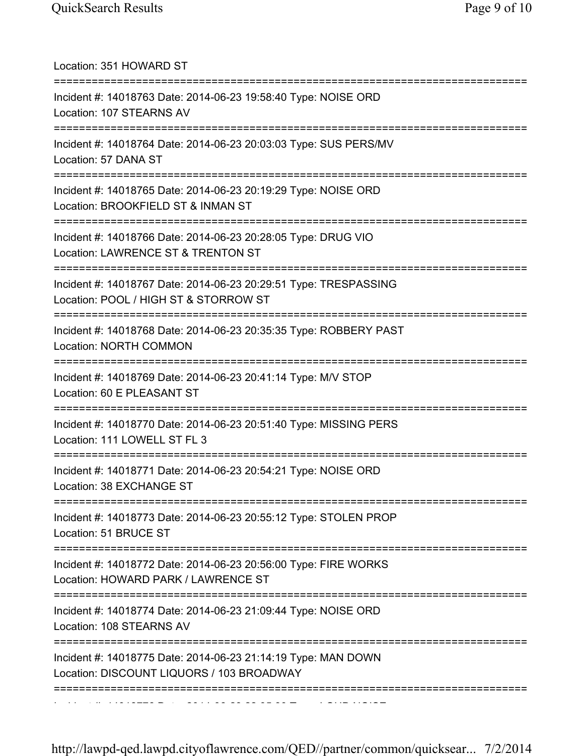Location: 351 HOWARD ST

===========================================================================

Incident #: 14018763 Date: 2014-06-23 19:58:40 Type: NOISE ORD
Location: 107 STEARNS AV

===========================================================================

Incident #: 14018764 Date: 2014-06-23 20:03:03 Type: SUS PERS/MV
Location: 57 DANA ST

===========================================================================

Incident #: 14018765 Date: 2014-06-23 20:19:29 Type: NOISE ORD
Location: BROOKFIELD ST & INMAN ST

===========================================================================

Incident #: 14018766 Date: 2014-06-23 20:28:05 Type: DRUG VIO
Location: LAWRENCE ST & TRENTON ST

===========================================================================

Incident #: 14018767 Date: 2014-06-23 20:29:51 Type: TRESPASSING
Location: POOL / HIGH ST & STORROW ST

===========================================================================

Incident #: 14018768 Date: 2014-06-23 20:35:35 Type: ROBBERY PAST
Location: NORTH COMMON

===========================================================================

Incident #: 14018769 Date: 2014-06-23 20:41:14 Type: M/V STOP
Location: 60 E PLEASANT ST

===========================================================================

Incident #: 14018770 Date: 2014-06-23 20:51:40 Type: MISSING PERS
Location: 111 LOWELL ST FL 3

===========================================================================

Incident #: 14018771 Date: 2014-06-23 20:54:21 Type: NOISE ORD
Location: 38 EXCHANGE ST

===========================================================================

Incident #: 14018773 Date: 2014-06-23 20:55:12 Type: STOLEN PROP
Location: 51 BRUCE ST

===========================================================================

Incident #: 14018772 Date: 2014-06-23 20:56:00 Type: FIRE WORKS
Location: HOWARD PARK / LAWRENCE ST

===========================================================================

Incident #: 14018774 Date: 2014-06-23 21:09:44 Type: NOISE ORD
Location: 108 STEARNS AV

===========================================================================

Incident #: 14018775 Date: 2014-06-23 21:14:19 Type: MAN DOWN
Location: DISCOUNT LIQUORS / 103 BROADWAY

===========================================================================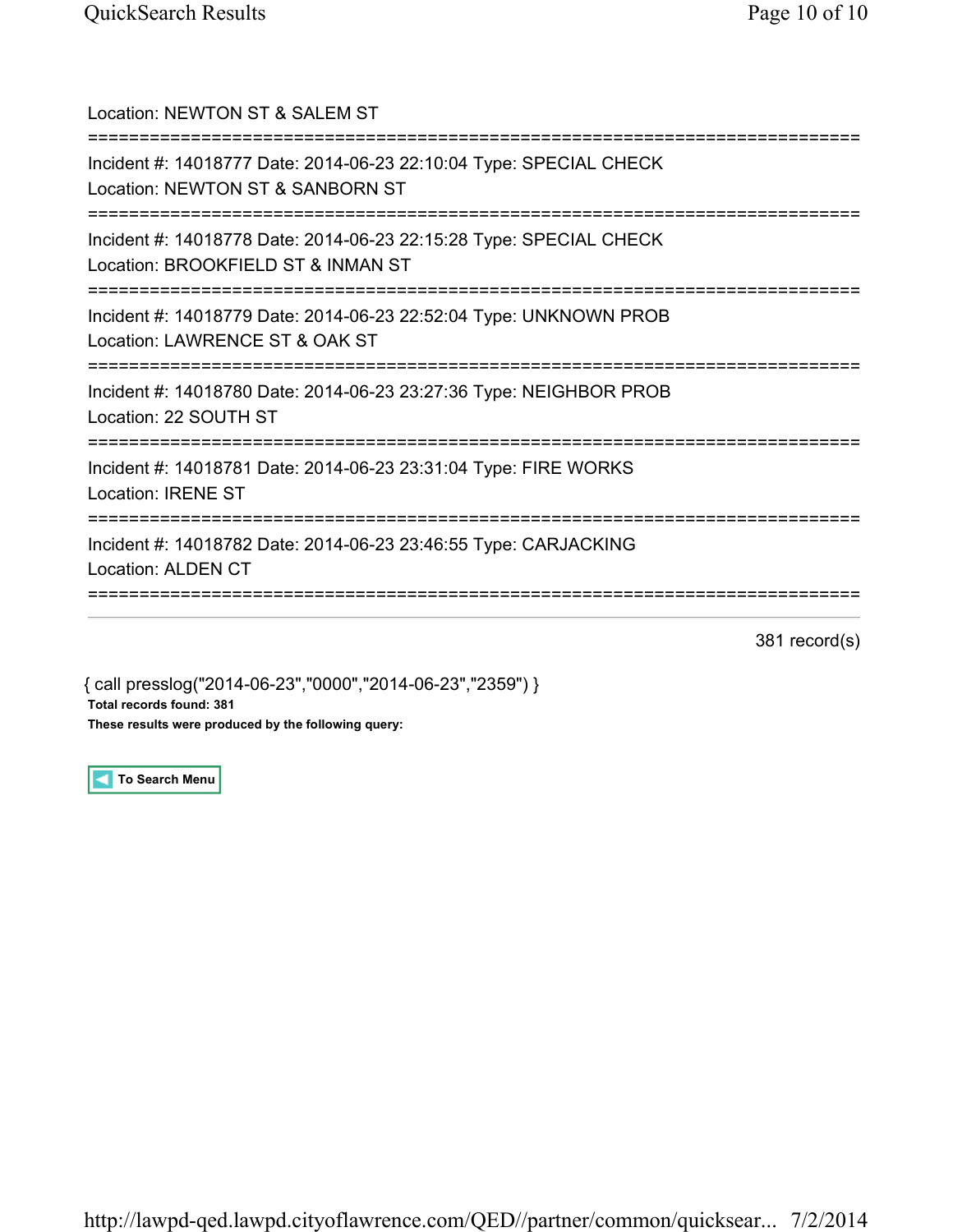Location: NEWTON ST & SALEM ST

===========================================================================

Incident #: 14018777 Date: 2014-06-23 22:10:04 Type: SPECIAL CHECK
Location: NEWTON ST & SANBORN ST

===========================================================================

Incident #: 14018778 Date: 2014-06-23 22:15:28 Type: SPECIAL CHECK
Location: BROOKFIELD ST & INMAN ST

===========================================================================

Incident #: 14018779 Date: 2014-06-23 22:52:04 Type: UNKNOWN PROB
Location: LAWRENCE ST & OAK ST

===========================================================================

Incident #: 14018780 Date: 2014-06-23 23:27:36 Type: NEIGHBOR PROB
Location: 22 SOUTH ST

===========================================================================

Incident #: 14018781 Date: 2014-06-23 23:31:04 Type: FIRE WORKS
Location: IRENE ST

===========================================================================

Incident #: 14018782 Date: 2014-06-23 23:46:55 Type: CARJACKING
Location: ALDEN CT

===========================================================================

381 record(s)

{ call presslog("2014-06-23","0000","2014-06-23","2359") }

**Total records found: 381**

**These results were produced by the following query:**

To Search Menu